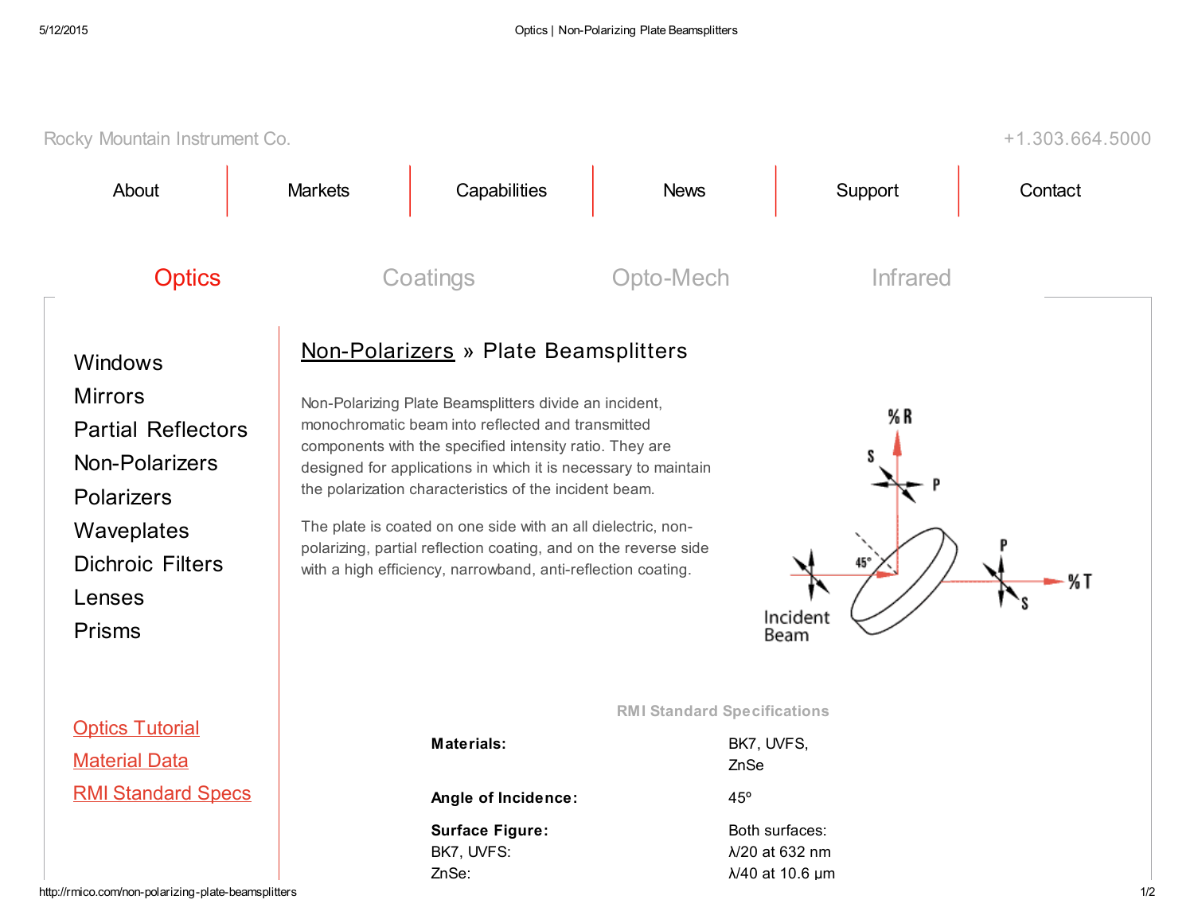Rocky Mountain Instrument Co. +1.303.664.5000

About | Markets | Capabilities | News | Support | Contact

Optics | Coatings | Opto-Mech | Infrared

- Windows
- Mirrors
- Partial Reflectors
- Non-Polarizers
- Polarizers
- Waveplates
- Dichroic Filters
- Lenses
- Prisms

[Optics Tutorial](#)
[Material Data](#)
[RMI Standard Specs](#)

# Non-Polarizers » Plate Beamsplitters

Non-Polarizing Plate Beamsplitters divide an incident, monochromatic beam into reflected and transmitted components with the specified intensity ratio. They are designed for applications in which it is necessary to maintain the polarization characteristics of the incident beam.

The plate is coated on one side with an all dielectric, non-polarizing, partial reflection coating, and on the reverse side with a high efficiency, narrowband, anti-reflection coating.

%R S P 45° P %T S Incident Beam

### RMI Standard Specifications

| | |
|---|---|
| **Materials:** | BK7, UVFS, ZnSe |
| **Angle of Incidence:** | 45º |
| **Surface Figure:** | Both surfaces: |
| BK7, UVFS: | λ/20 at 632 nm |
| ZnSe: | λ/40 at 10.6 µm |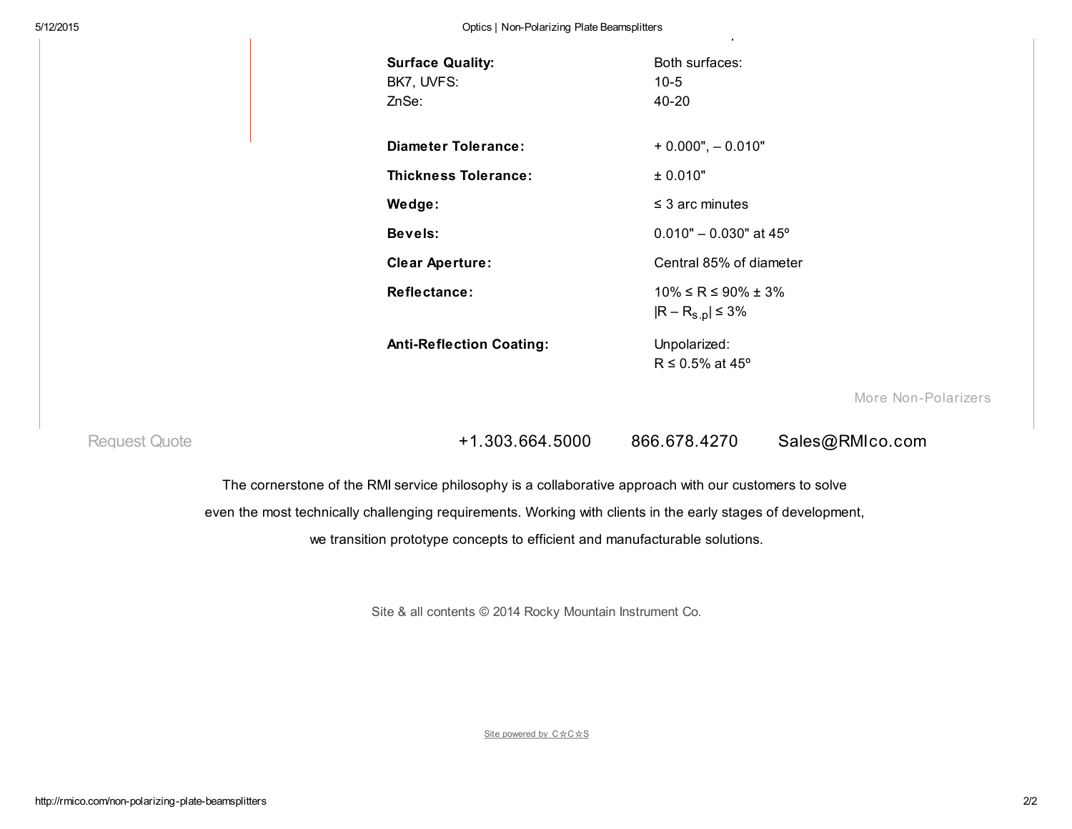| | |
|---|---|
| **Surface Quality:** | Both surfaces: |
| BK7, UVFS: | 10-5 |
| ZnSe: | 40-20 |
| **Diameter Tolerance:** | + 0.000", – 0.010" |
| **Thickness Tolerance:** | ± 0.010" |
| **Wedge:** | ≤ 3 arc minutes |
| **Bevels:** | 0.010" – 0.030" at 45º |
| **Clear Aperture:** | Central 85% of diameter |
| **Reflectance:** | 10% ≤ R ≤ 90% ± 3%<br>$\lvert R - R_{s,p} \rvert \leq 3\%$ |
| **Anti-Reflection Coating:** | Unpolarized:<br>R ≤ 0.5% at 45º |

More Non-Polarizers

Request Quote

+1.303.664.5000 866.678.4270 Sales@RMIco.com

The cornerstone of the RMI service philosophy is a collaborative approach with our customers to solve even the most technically challenging requirements. Working with clients in the early stages of development, we transition prototype concepts to efficient and manufacturable solutions.

Site & all contents © 2014 Rocky Mountain Instrument Co.

Site powered by C☆C☆S